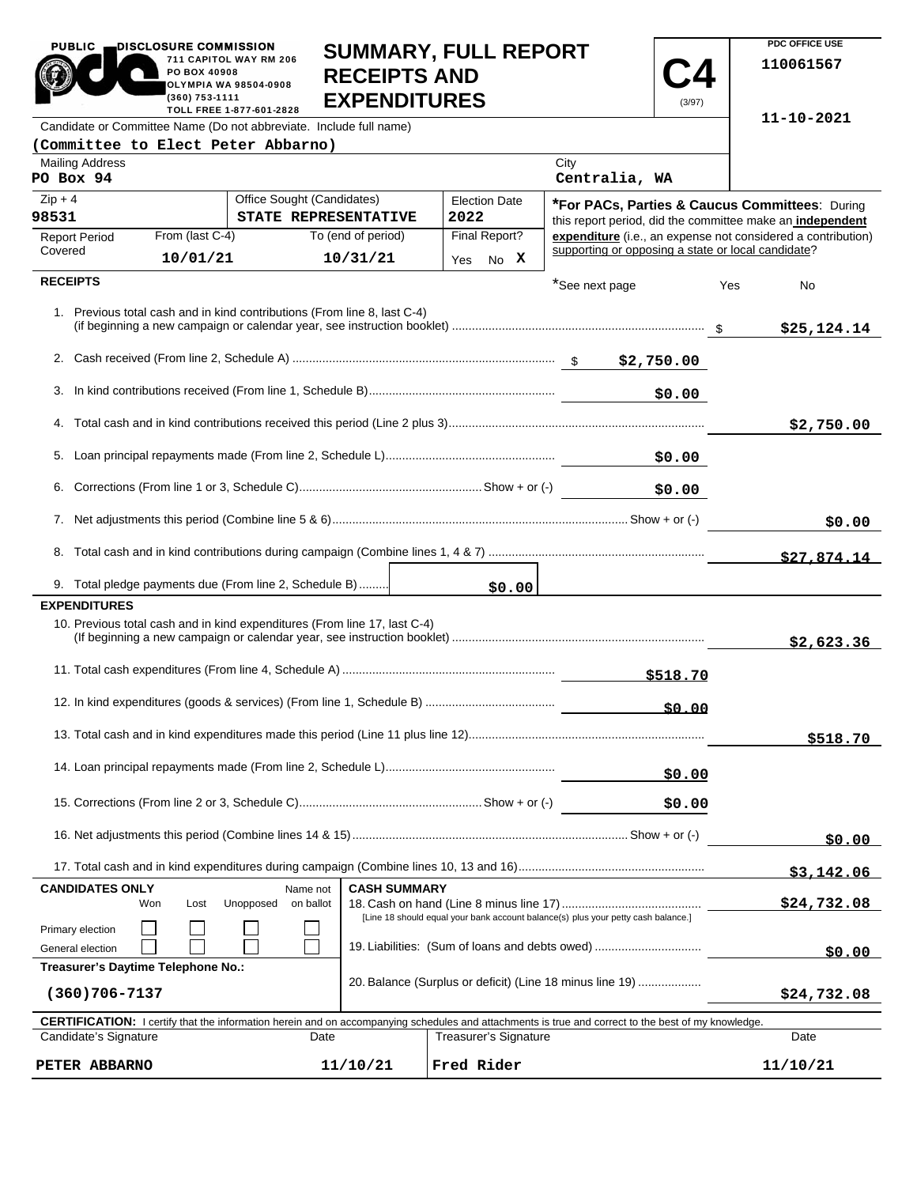PUBLIC DISCLOSURE COMMISSION
711 CAPITOL WAY RM 206
PO BOX 40908
OLYMPIA WA 98504-0908
(360) 753-1111
TOLL FREE 1-877-601-2828

# SUMMARY, FULL REPORT RECEIPTS AND EXPENDITURES

**C4** (3/97)

PDC OFFICE USE
110061567

11-10-2021

Candidate or Committee Name (Do not abbreviate. Include full name)
**(Committee to Elect Peter Abbarno)**

| Mailing Address | City |
|---|---|
| PO Box 94 | Centralia, WA |

| Zip + 4 | Office Sought (Candidates) | Election Date |
|---|---|---|
| 98531 | STATE REPRESENTATIVE | 2022 |

| Report Period Covered | From (last C-4) | To (end of period) | Final Report? |
|---|---|---|---|
| | 10/01/21 | 10/31/21 | Yes No X |

***For PACs, Parties & Caucus Committees**: During this report period, did the committee make an **independent expenditure** (i.e., an expense not considered a contribution) supporting or opposing a state or local candidate?

*See next page — Yes — No

## RECEIPTS

| Line | Description | Amount | Total |
|---|---|---|---|
| 1. | Previous total cash and in kind contributions (From line 8, last C-4) (if beginning a new campaign or calendar year, see instruction booklet) | | $25,124.14 |
| 2. | Cash received (From line 2, Schedule A) | $2,750.00 | |
| 3. | In kind contributions received (From line 1, Schedule B) | $0.00 | |
| 4. | Total cash and in kind contributions received this period (Line 2 plus 3) | | $2,750.00 |
| 5. | Loan principal repayments made (From line 2, Schedule L) | $0.00 | |
| 6. | Corrections (From line 1 or 3, Schedule C) Show + or (-) | $0.00 | |
| 7. | Net adjustments this period (Combine line 5 & 6) Show + or (-) | | $0.00 |
| 8. | Total cash and in kind contributions during campaign (Combine lines 1, 4 & 7) | | $27,874.14 |
| 9. | Total pledge payments due (From line 2, Schedule B) | $0.00 | |

## EXPENDITURES

| Line | Description | Amount | Total |
|---|---|---|---|
| 10. | Previous total cash and in kind expenditures (From line 17, last C-4) (If beginning a new campaign or calendar year, see instruction booklet) | | $2,623.36 |
| 11. | Total cash expenditures (From line 4, Schedule A) | $518.70 | |
| 12. | In kind expenditures (goods & services) (From line 1, Schedule B) | $0.00 | |
| 13. | Total cash and in kind expenditures made this period (Line 11 plus line 12) | | $518.70 |
| 14. | Loan principal repayments made (From line 2, Schedule L) | $0.00 | |
| 15. | Corrections (From line 2 or 3, Schedule C) Show + or (-) | $0.00 | |
| 16. | Net adjustments this period (Combine lines 14 & 15) Show + or (-) | | $0.00 |
| 17. | Total cash and in kind expenditures during campaign (Combine lines 10, 13 and 16) | | $3,142.06 |

**CANDIDATES ONLY**

| | Won | Lost | Unopposed | Name not on ballot |
|---|---|---|---|---|
| Primary election | ☐ | ☐ | ☐ | ☐ |
| General election | ☐ | ☐ | ☐ | ☐ |

**Treasurer's Daytime Telephone No.:** (360)706-7137

**CASH SUMMARY**

| Line | Description | Amount |
|---|---|---|
| 18. | Cash on hand (Line 8 minus line 17) [Line 18 should equal your bank account balance(s) plus your petty cash balance.] | $24,732.08 |
| 19. | Liabilities: (Sum of loans and debts owed) | $0.00 |
| 20. | Balance (Surplus or deficit) (Line 18 minus line 19) | $24,732.08 |

**CERTIFICATION:** I certify that the information herein and on accompanying schedules and attachments is true and correct to the best of my knowledge.

| Candidate's Signature | Date | Treasurer's Signature | Date |
|---|---|---|---|
| PETER ABBARNO | 11/10/21 | Fred Rider | 11/10/21 |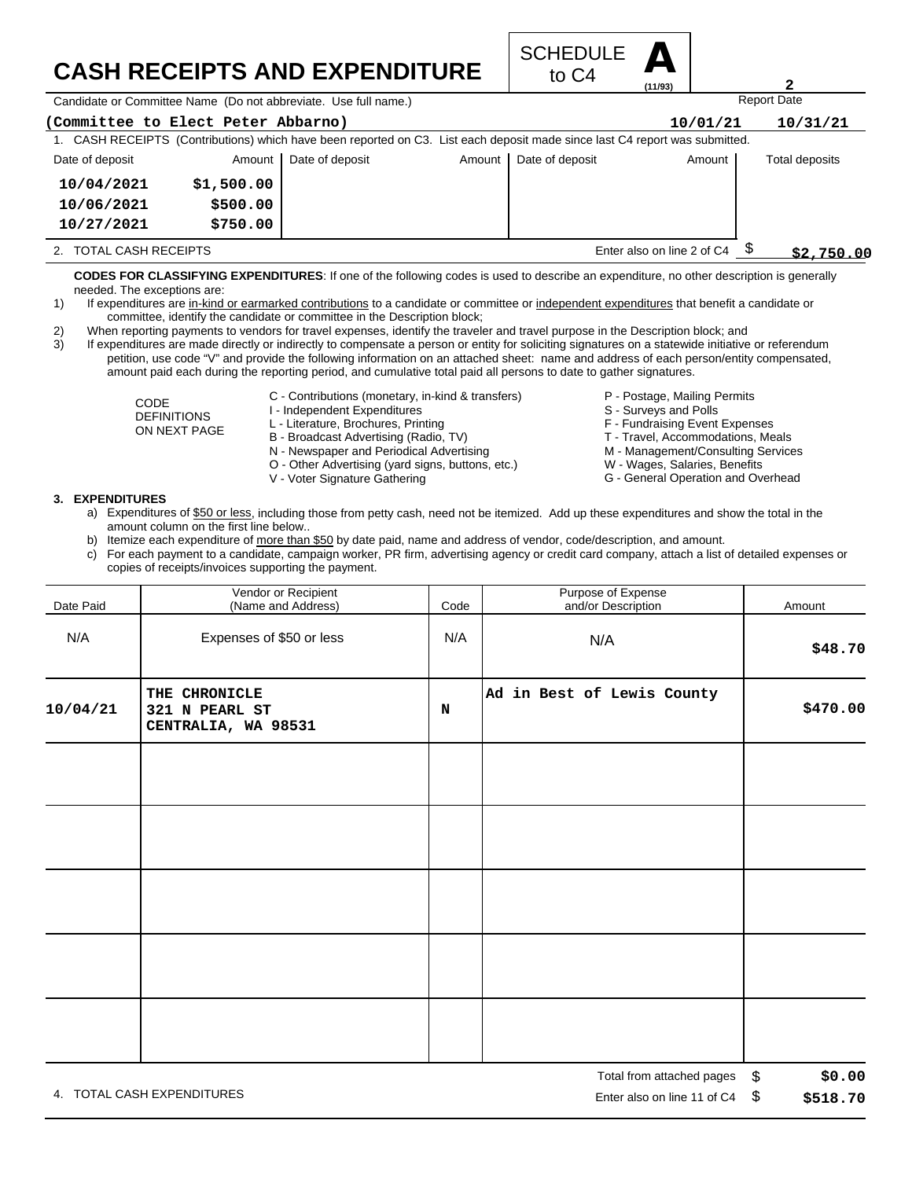# CASH RECEIPTS AND EXPENDITURE

SCHEDULE **A** to C4 (11/93)

**2**

Candidate or Committee Name (Do not abbreviate. Use full name.)

**(Committee to Elect Peter Abbarno)**

Report Date **10/01/21** **10/31/21**

1. CASH RECEIPTS (Contributions) which have been reported on C3. List each deposit made since last C4 report was submitted.

| Date of deposit | Amount | Date of deposit | Amount | Date of deposit | Amount | Total deposits |
|---|---|---|---|---|---|---|
| 10/04/2021 | $1,500.00 | | | | | |
| 10/06/2021 | $500.00 | | | | | |
| 10/27/2021 | $750.00 | | | | | |

2. TOTAL CASH RECEIPTS — Enter also on line 2 of C4 $ **$2,750.00**

**CODES FOR CLASSIFYING EXPENDITURES**: If one of the following codes is used to describe an expenditure, no other description is generally needed. The exceptions are:

1) If expenditures are in-kind or earmarked contributions to a candidate or committee or independent expenditures that benefit a candidate or committee, identify the candidate or committee in the Description block;
2) When reporting payments to vendors for travel expenses, identify the traveler and travel purpose in the Description block; and
3) If expenditures are made directly or indirectly to compensate a person or entity for soliciting signatures on a statewide initiative or referendum petition, use code "V" and provide the following information on an attached sheet: name and address of each person/entity compensated, amount paid each during the reporting period, and cumulative total paid all persons to date to gather signatures.

CODE DEFINITIONS ON NEXT PAGE

- C - Contributions (monetary, in-kind & transfers)
- I - Independent Expenditures
- L - Literature, Brochures, Printing
- B - Broadcast Advertising (Radio, TV)
- N - Newspaper and Periodical Advertising
- O - Other Advertising (yard signs, buttons, etc.)
- V - Voter Signature Gathering
- P - Postage, Mailing Permits
- S - Surveys and Polls
- F - Fundraising Event Expenses
- T - Travel, Accommodations, Meals
- M - Management/Consulting Services
- W - Wages, Salaries, Benefits
- G - General Operation and Overhead

**3. EXPENDITURES**

a) Expenditures of $50 or less, including those from petty cash, need not be itemized. Add up these expenditures and show the total in the amount column on the first line below..
b) Itemize each expenditure of more than $50 by date paid, name and address of vendor, code/description, and amount.
c) For each payment to a candidate, campaign worker, PR firm, advertising agency or credit card company, attach a list of detailed expenses or copies of receipts/invoices supporting the payment.

| Date Paid | Vendor or Recipient (Name and Address) | Code | Purpose of Expense and/or Description | Amount |
|---|---|---|---|---|
| N/A | Expenses of $50 or less | N/A | N/A | **$48.70** |
| **10/04/21** | **THE CHRONICLE 321 N PEARL ST CENTRALIA, WA 98531** | **N** | **Ad in Best of Lewis County** | **$470.00** |
| | | | | |
| | | | | |
| | | | | |
| | | | | |
| | | | | |

Total from attached pages $ **$0.00**

4. TOTAL CASH EXPENDITURES — Enter also on line 11 of C4 $ **$518.70**